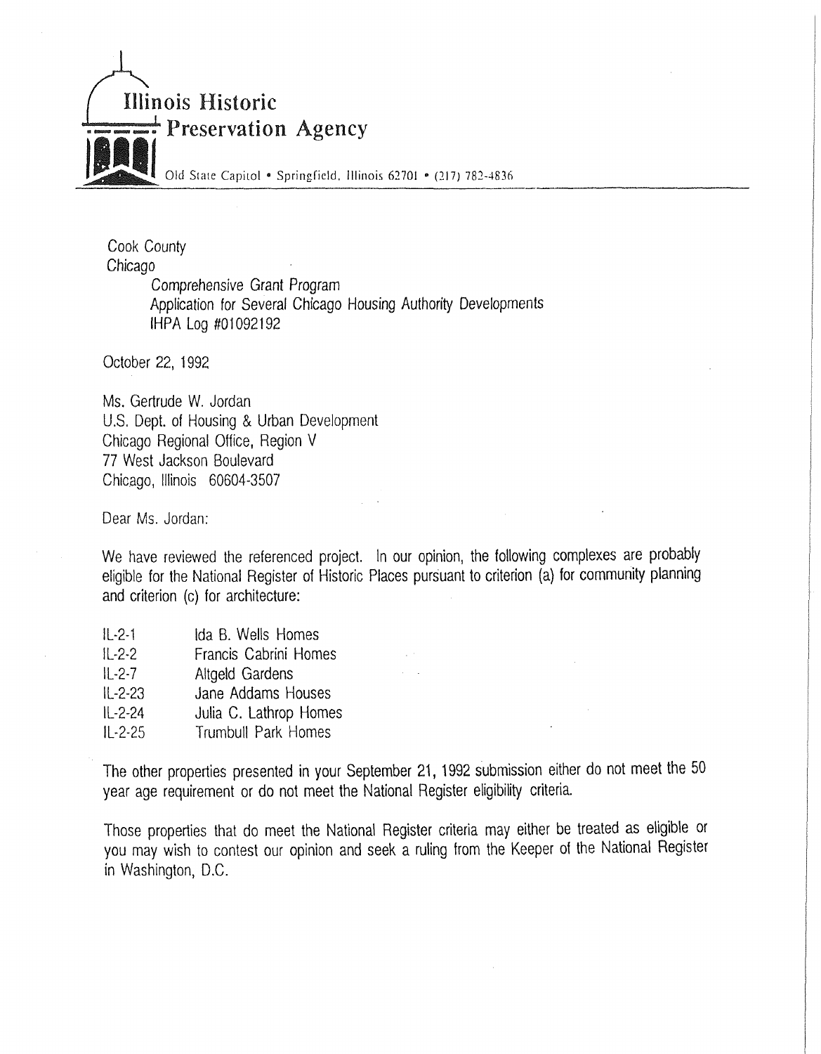# Illinois Historic Preservation Agency

Old State Capitol • Springfield, Illinois 62701 • (217) 782-4836

Cook County
Chicago
Comprehensive Grant Program
Application for Several Chicago Housing Authority Developments
IHPA Log #01092192

October 22, 1992

Ms. Gertrude W. Jordan
U.S. Dept. of Housing & Urban Development
Chicago Regional Office, Region V
77 West Jackson Boulevard
Chicago, Illinois 60604-3507

Dear Ms. Jordan:

We have reviewed the referenced project. In our opinion, the following complexes are probably eligible for the National Register of Historic Places pursuant to criterion (a) for community planning and criterion (c) for architecture:

| | |
|---|---|
| IL-2-1 | Ida B. Wells Homes |
| IL-2-2 | Francis Cabrini Homes |
| IL-2-7 | Altgeld Gardens |
| IL-2-23 | Jane Addams Houses |
| IL-2-24 | Julia C. Lathrop Homes |
| IL-2-25 | Trumbull Park Homes |

The other properties presented in your September 21, 1992 submission either do not meet the 50 year age requirement or do not meet the National Register eligibility criteria.

Those properties that do meet the National Register criteria may either be treated as eligible or you may wish to contest our opinion and seek a ruling from the Keeper of the National Register in Washington, D.C.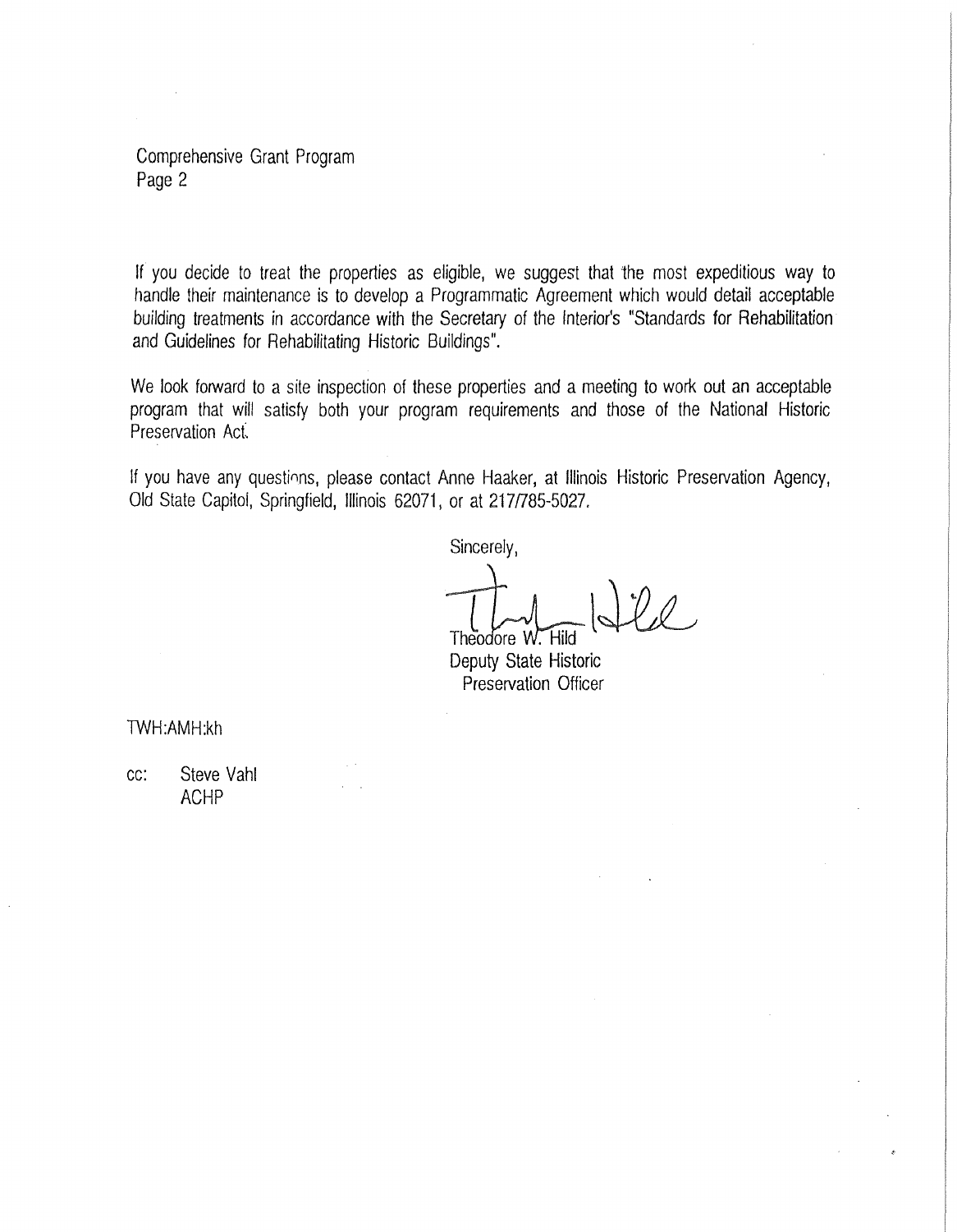Comprehensive Grant Program
Page 2

If you decide to treat the properties as eligible, we suggest that the most expeditious way to handle their maintenance is to develop a Programmatic Agreement which would detail acceptable building treatments in accordance with the Secretary of the Interior's "Standards for Rehabilitation and Guidelines for Rehabilitating Historic Buildings".

We look forward to a site inspection of these properties and a meeting to work out an acceptable program that will satisfy both your program requirements and those of the National Historic Preservation Act.

If you have any questions, please contact Anne Haaker, at Illinois Historic Preservation Agency, Old State Capitol, Springfield, Illinois 62071, or at 217/785-5027.

Sincerely,

Theodore W. Hild
Deputy State Historic
Preservation Officer

TWH:AMH:kh

cc: Steve Vahl
ACHP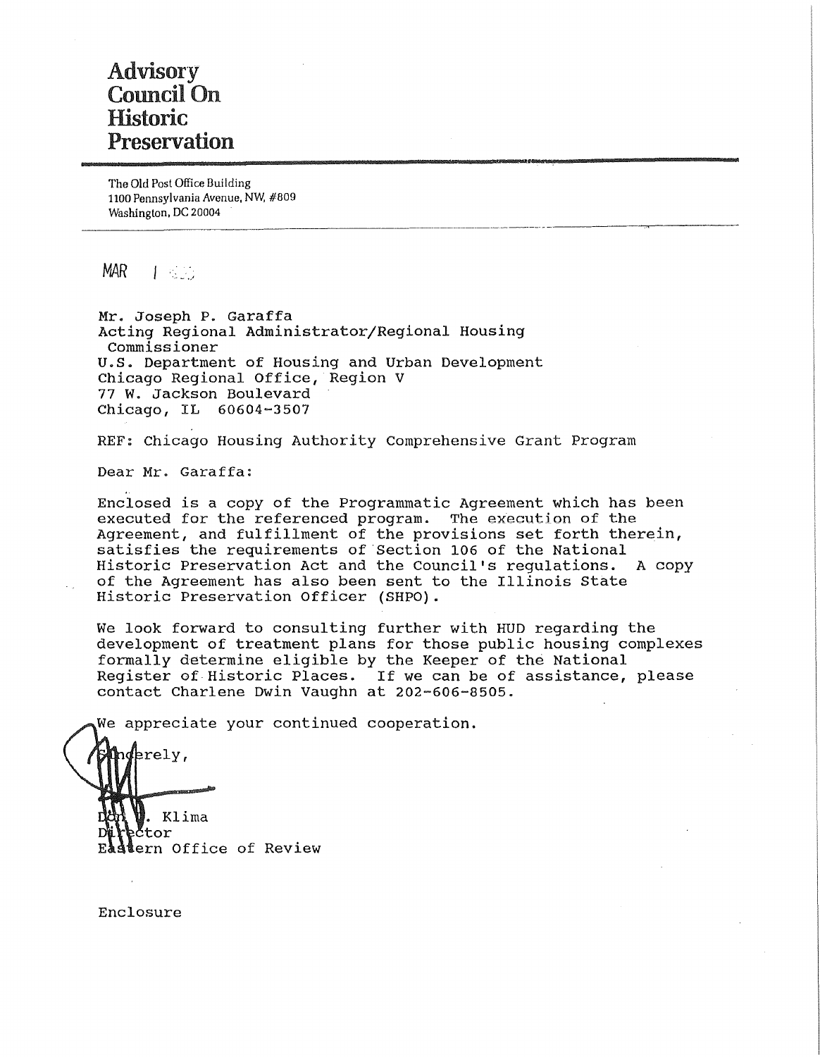# Advisory Council On Historic Preservation

The Old Post Office Building
1100 Pennsylvania Avenue, NW, #809
Washington, DC 20004

MAR 1

Mr. Joseph P. Garaffa
Acting Regional Administrator/Regional Housing Commissioner
U.S. Department of Housing and Urban Development
Chicago Regional Office, Region V
77 W. Jackson Boulevard
Chicago, IL 60604-3507

REF: Chicago Housing Authority Comprehensive Grant Program

Dear Mr. Garaffa:

Enclosed is a copy of the Programmatic Agreement which has been executed for the referenced program. The execution of the Agreement, and fulfillment of the provisions set forth therein, satisfies the requirements of Section 106 of the National Historic Preservation Act and the Council's regulations. A copy of the Agreement has also been sent to the Illinois State Historic Preservation Officer (SHPO).

We look forward to consulting further with HUD regarding the development of treatment plans for those public housing complexes formally determine eligible by the Keeper of the National Register of Historic Places. If we can be of assistance, please contact Charlene Dwin Vaughn at 202-606-8505.

We appreciate your continued cooperation.

Sincerely,

Don L. Klima
Director
Eastern Office of Review

Enclosure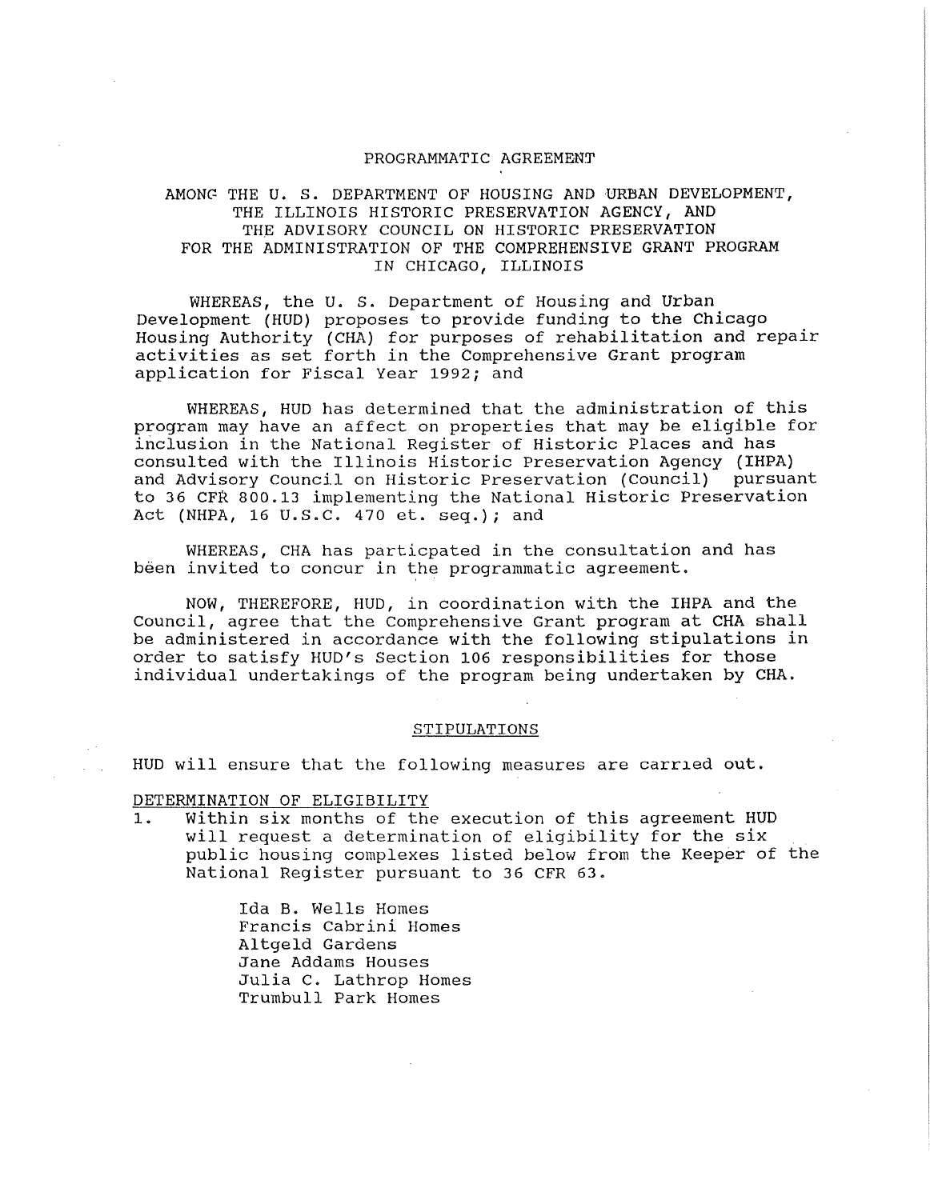PROGRAMMATIC AGREEMENT

AMONG THE U. S. DEPARTMENT OF HOUSING AND URBAN DEVELOPMENT, THE ILLINOIS HISTORIC PRESERVATION AGENCY, AND THE ADVISORY COUNCIL ON HISTORIC PRESERVATION FOR THE ADMINISTRATION OF THE COMPREHENSIVE GRANT PROGRAM IN CHICAGO, ILLINOIS

WHEREAS, the U. S. Department of Housing and Urban Development (HUD) proposes to provide funding to the Chicago Housing Authority (CHA) for purposes of rehabilitation and repair activities as set forth in the Comprehensive Grant program application for Fiscal Year 1992; and

WHEREAS, HUD has determined that the administration of this program may have an affect on properties that may be eligible for inclusion in the National Register of Historic Places and has consulted with the Illinois Historic Preservation Agency (IHPA) and Advisory Council on Historic Preservation (Council) pursuant to 36 CFR 800.13 implementing the National Historic Preservation Act (NHPA, 16 U.S.C. 470 et. seq.); and

WHEREAS, CHA has particpated in the consultation and has been invited to concur in the programmatic agreement.

NOW, THEREFORE, HUD, in coordination with the IHPA and the Council, agree that the Comprehensive Grant program at CHA shall be administered in accordance with the following stipulations in order to satisfy HUD's Section 106 responsibilities for those individual undertakings of the program being undertaken by CHA.

## STIPULATIONS

HUD will ensure that the following measures are carried out.

DETERMINATION OF ELIGIBILITY

1. Within six months of the execution of this agreement HUD will request a determination of eligibility for the six public housing complexes listed below from the Keeper of the National Register pursuant to 36 CFR 63.

   Ida B. Wells Homes
   Francis Cabrini Homes
   Altgeld Gardens
   Jane Addams Houses
   Julia C. Lathrop Homes
   Trumbull Park Homes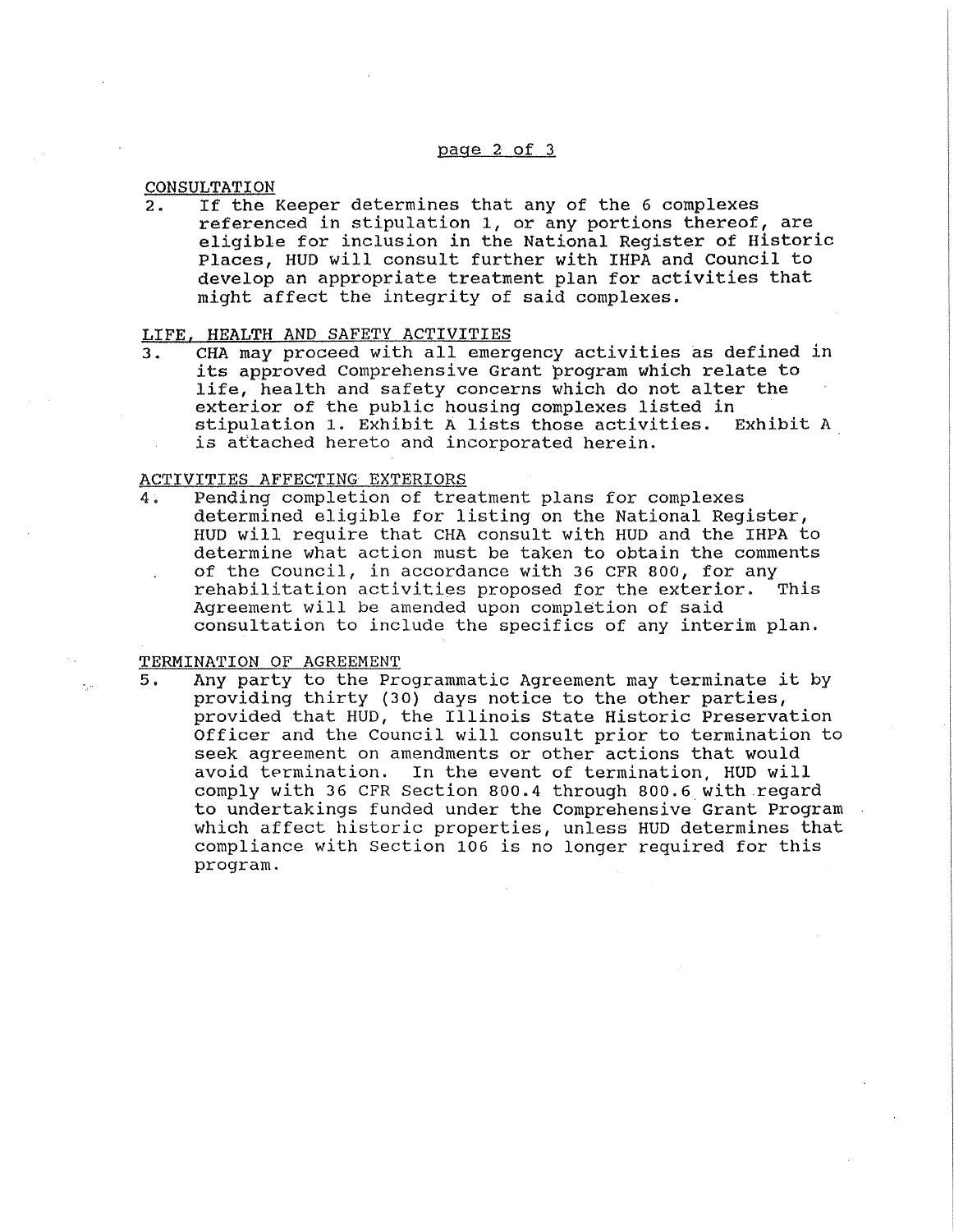CONSULTATION

2. If the Keeper determines that any of the 6 complexes referenced in stipulation 1, or any portions thereof, are eligible for inclusion in the National Register of Historic Places, HUD will consult further with IHPA and Council to develop an appropriate treatment plan for activities that might affect the integrity of said complexes.

LIFE, HEALTH AND SAFETY ACTIVITIES

3. CHA may proceed with all emergency activities as defined in its approved Comprehensive Grant program which relate to life, health and safety concerns which do not alter the exterior of the public housing complexes listed in stipulation 1. Exhibit A lists those activities. Exhibit A is attached hereto and incorporated herein.

ACTIVITIES AFFECTING EXTERIORS

4. Pending completion of treatment plans for complexes determined eligible for listing on the National Register, HUD will require that CHA consult with HUD and the IHPA to determine what action must be taken to obtain the comments of the Council, in accordance with 36 CFR 800, for any rehabilitation activities proposed for the exterior. This Agreement will be amended upon completion of said consultation to include the specifics of any interim plan.

TERMINATION OF AGREEMENT

5. Any party to the Programmatic Agreement may terminate it by providing thirty (30) days notice to the other parties, provided that HUD, the Illinois State Historic Preservation Officer and the Council will consult prior to termination to seek agreement on amendments or other actions that would avoid termination. In the event of termination, HUD will comply with 36 CFR Section 800.4 through 800.6 with regard to undertakings funded under the Comprehensive Grant Program which affect historic properties, unless HUD determines that compliance with Section 106 is no longer required for this program.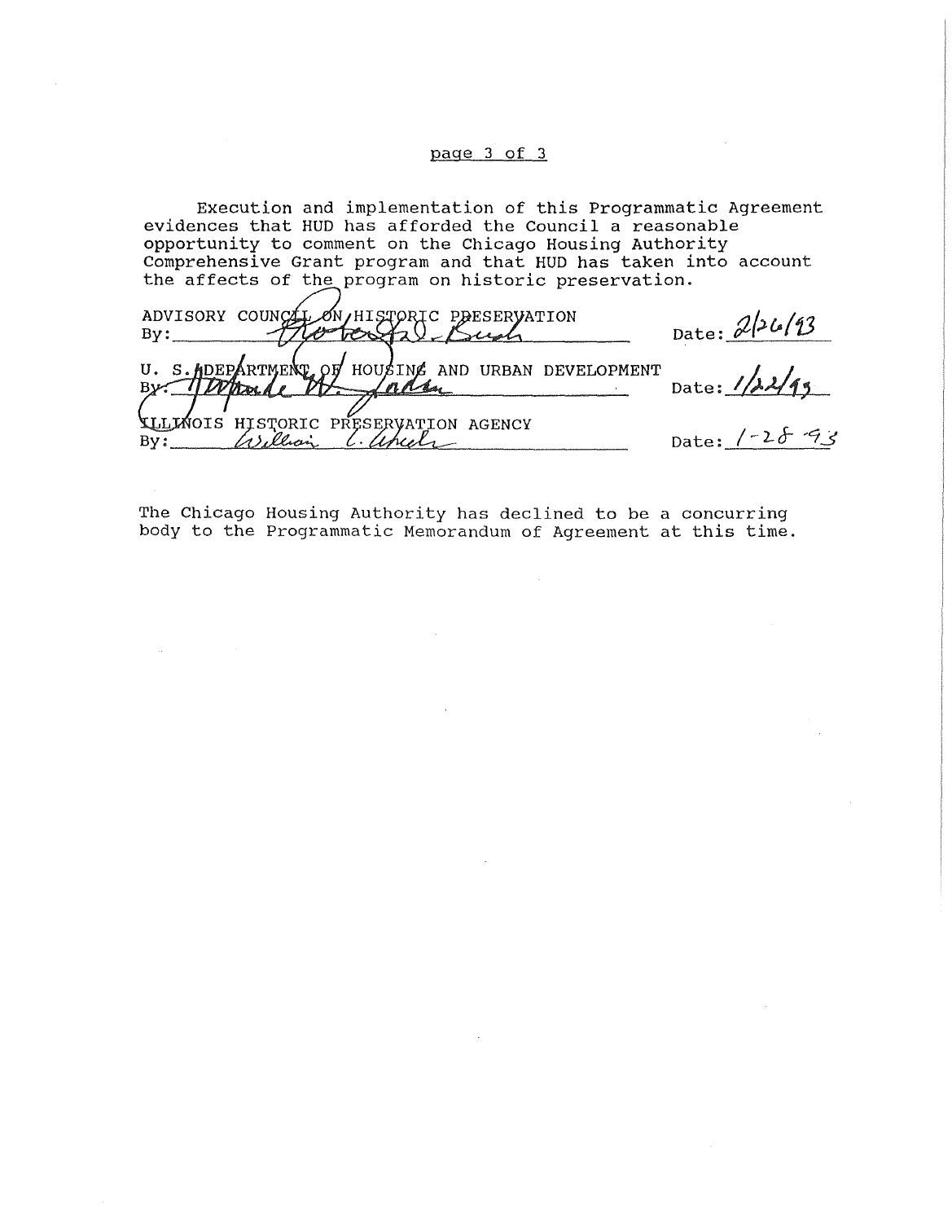Execution and implementation of this Programmatic Agreement evidences that HUD has afforded the Council a reasonable opportunity to comment on the Chicago Housing Authority Comprehensive Grant program and that HUD has taken into account the affects of the program on historic preservation.

ADVISORY COUNCIL ON HISTORIC PRESERVATION
By: Robert D. Bush Date: 2/26/93

U. S. DEPARTMENT OF HOUSING AND URBAN DEVELOPMENT
By: Howard W. Jordan Date: 1/22/93

ILLINOIS HISTORIC PRESERVATION AGENCY
By: William L. Wheeler Date: 1-28-93

The Chicago Housing Authority has declined to be a concurring body to the Programmatic Memorandum of Agreement at this time.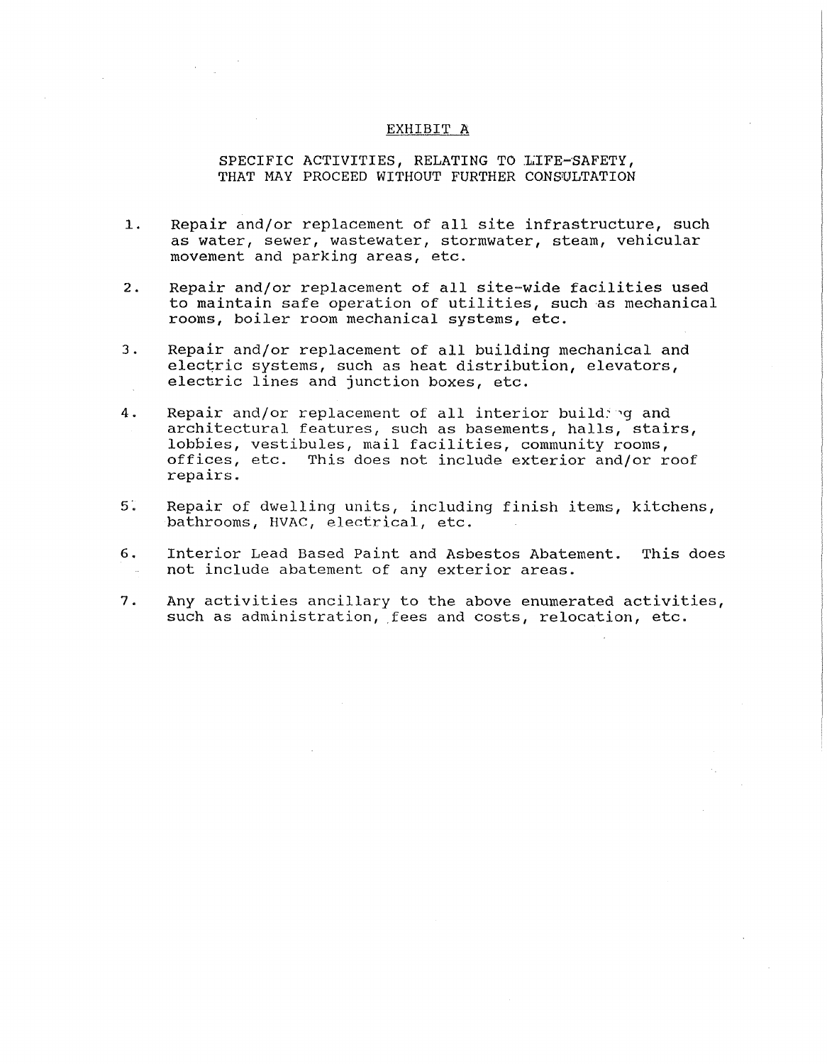# EXHIBIT A

## SPECIFIC ACTIVITIES, RELATING TO LIFE-SAFETY, THAT MAY PROCEED WITHOUT FURTHER CONSULTATION

1. Repair and/or replacement of all site infrastructure, such as water, sewer, wastewater, stormwater, steam, vehicular movement and parking areas, etc.

2. Repair and/or replacement of all site-wide facilities used to maintain safe operation of utilities, such as mechanical rooms, boiler room mechanical systems, etc.

3. Repair and/or replacement of all building mechanical and electric systems, such as heat distribution, elevators, electric lines and junction boxes, etc.

4. Repair and/or replacement of all interior building and architectural features, such as basements, halls, stairs, lobbies, vestibules, mail facilities, community rooms, offices, etc. This does not include exterior and/or roof repairs.

5. Repair of dwelling units, including finish items, kitchens, bathrooms, HVAC, electrical, etc.

6. Interior Lead Based Paint and Asbestos Abatement. This does not include abatement of any exterior areas.

7. Any activities ancillary to the above enumerated activities, such as administration, fees and costs, relocation, etc.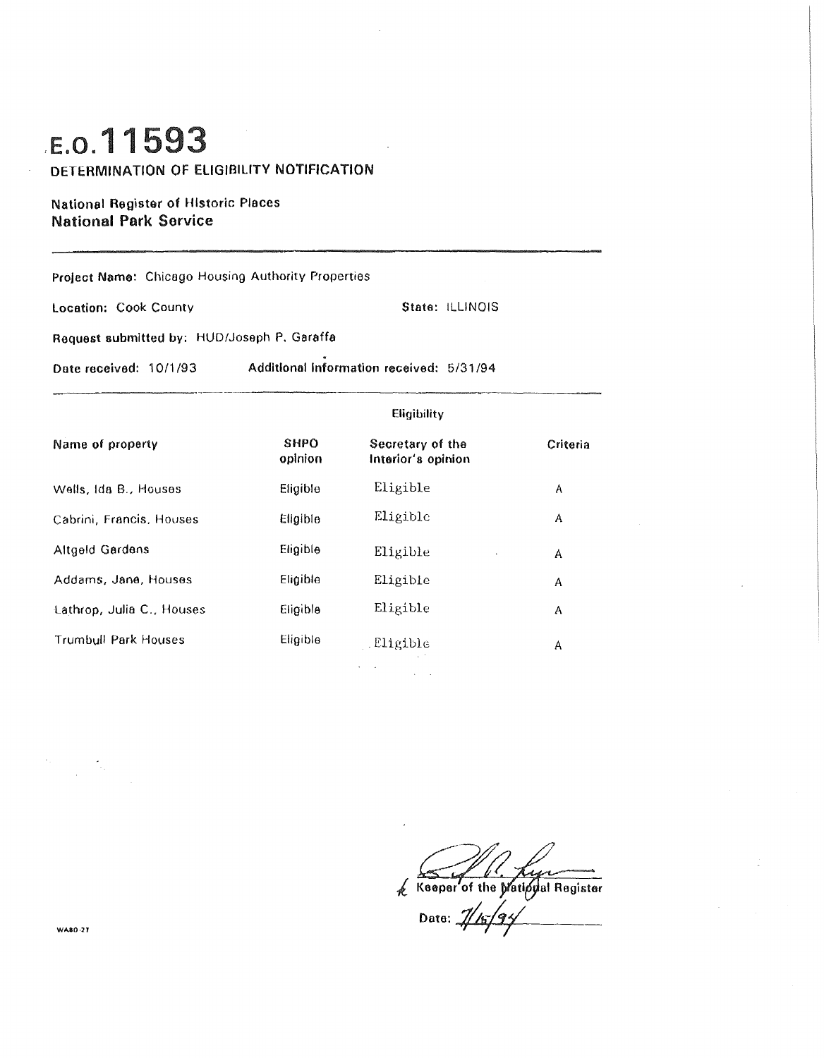# E.O. 11593

## DETERMINATION OF ELIGIBILITY NOTIFICATION

**National Register of Historic Places**
**National Park Service**

---

**Project Name:** Chicago Housing Authority Properties

**Location:** Cook County **State:** ILLINOIS

**Request submitted by:** HUD/Joseph P. Garaffa

**Date received:** 10/1/93 **Additional information received:** 5/31/94

---

| Name of property | Eligibility | | Criteria |
|---|---|---|---|
| | SHPO opinion | Secretary of the Interior's opinion | |
| Wells, Ida B., Houses | Eligible | Eligible | A |
| Cabrini, Francis, Houses | Eligible | Eligible | A |
| Altgeld Gardens | Eligible | Eligible | A |
| Addams, Jane, Houses | Eligible | Eligible | A |
| Lathrop, Julia C., Houses | Eligible | Eligible | A |
| Trumbull Park Houses | Eligible | Eligible | A |

Keeper of the National Register

Date: 7/15/94

WASO-27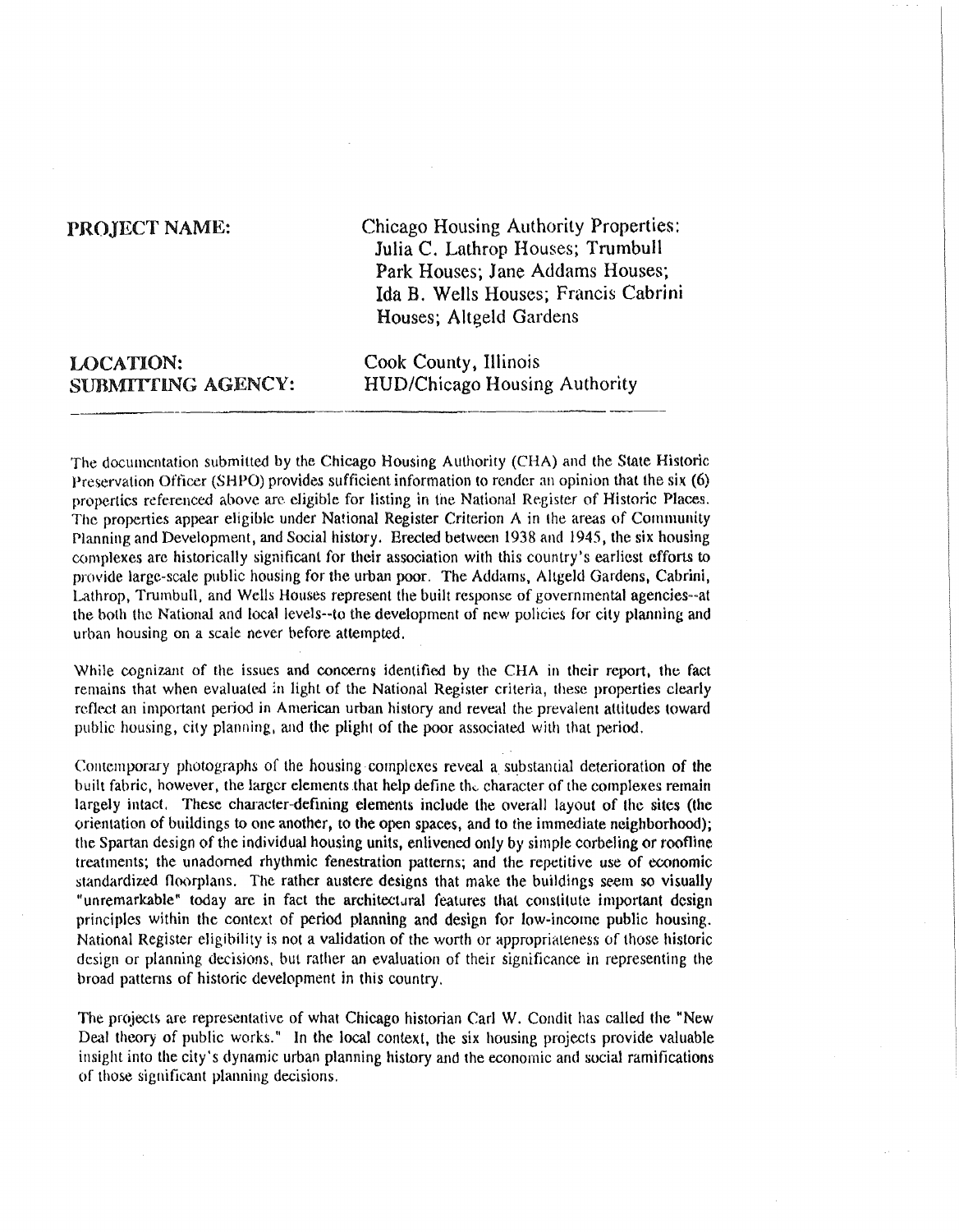**PROJECT NAME:** Chicago Housing Authority Properties: Julia C. Lathrop Houses; Trumbull Park Houses; Jane Addams Houses; Ida B. Wells Houses; Francis Cabrini Houses; Altgeld Gardens

**LOCATION:** Cook County, Illinois

**SUBMITTING AGENCY:** HUD/Chicago Housing Authority

---

The documentation submitted by the Chicago Housing Authority (CHA) and the State Historic Preservation Officer (SHPO) provides sufficient information to render an opinion that the six (6) properties referenced above are eligible for listing in the National Register of Historic Places. The properties appear eligible under National Register Criterion A in the areas of Community Planning and Development, and Social history. Erected between 1938 and 1945, the six housing complexes are historically significant for their association with this country's earliest efforts to provide large-scale public housing for the urban poor. The Addams, Altgeld Gardens, Cabrini, Lathrop, Trumbull, and Wells Houses represent the built response of governmental agencies--at the both the National and local levels--to the development of new policies for city planning and urban housing on a scale never before attempted.

While cognizant of the issues and concerns identified by the CHA in their report, the fact remains that when evaluated in light of the National Register criteria, these properties clearly reflect an important period in American urban history and reveal the prevalent attitudes toward public housing, city planning, and the plight of the poor associated with that period.

Contemporary photographs of the housing complexes reveal a substantial deterioration of the built fabric, however, the larger elements that help define the character of the complexes remain largely intact. These character-defining elements include the overall layout of the sites (the orientation of buildings to one another, to the open spaces, and to the immediate neighborhood); the Spartan design of the individual housing units, enlivened only by simple corbeling or roofline treatments; the unadorned rhythmic fenestration patterns; and the repetitive use of economic standardized floorplans. The rather austere designs that make the buildings seem so visually "unremarkable" today are in fact the architectural features that constitute important design principles within the context of period planning and design for low-income public housing. National Register eligibility is not a validation of the worth or appropriateness of those historic design or planning decisions, but rather an evaluation of their significance in representing the broad patterns of historic development in this country.

The projects are representative of what Chicago historian Carl W. Condit has called the "New Deal theory of public works." In the local context, the six housing projects provide valuable insight into the city's dynamic urban planning history and the economic and social ramifications of those significant planning decisions.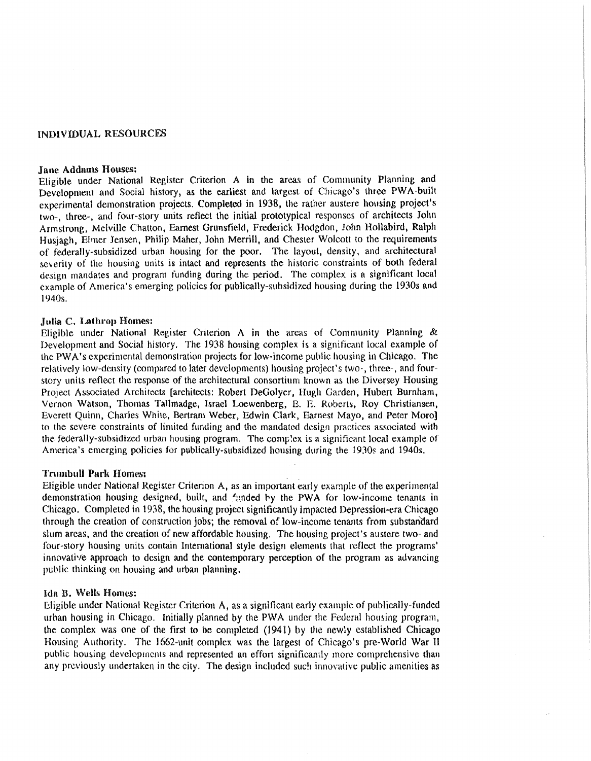## INDIVIDUAL RESOURCES

**Jane Addams Houses:**
Eligible under National Register Criterion A in the areas of Community Planning and Development and Social history, as the earliest and largest of Chicago's three PWA-built experimental demonstration projects. Completed in 1938, the rather austere housing project's two-, three-, and four-story units reflect the initial prototypical responses of architects John Armstrong, Melville Chatton, Earnest Grunsfield, Frederick Hodgdon, John Hollabird, Ralph Husjagh, Elmer Jensen, Philip Maher, John Merrill, and Chester Wolcott to the requirements of federally-subsidized urban housing for the poor. The layout, density, and architectural severity of the housing units is intact and represents the historic constraints of both federal design mandates and program funding during the period. The complex is a significant local example of America's emerging policies for publically-subsidized housing during the 1930s and 1940s.

**Julia C. Lathrop Homes:**
Eligible under National Register Criterion A in the areas of Community Planning & Development and Social history. The 1938 housing complex is a significant local example of the PWA's experimental demonstration projects for low-income public housing in Chicago. The relatively low-density (compared to later developments) housing project's two-, three-, and four-story units reflect the response of the architectural consortium known as the Diversey Housing Project Associated Architects [architects: Robert DeGolyer, Hugh Garden, Hubert Burnham, Vernon Watson, Thomas Tallmadge, Israel Loewenberg, E. E. Roberts, Roy Christiansen, Everett Quinn, Charles White, Bertram Weber, Edwin Clark, Earnest Mayo, and Peter Moro] to the severe constraints of limited funding and the mandated design practices associated with the federally-subsidized urban housing program. The complex is a significant local example of America's emerging policies for publically-subsidized housing during the 1930s and 1940s.

**Trumbull Park Homes:**
Eligible under National Register Criterion A, as an important early example of the experimental demonstration housing designed, built, and funded by the PWA for low-income tenants in Chicago. Completed in 1938, the housing project significantly impacted Depression-era Chicago through the creation of construction jobs; the removal of low-income tenants from substandard slum areas, and the creation of new affordable housing. The housing project's austere two- and four-story housing units contain International style design elements that reflect the programs' innovative approach to design and the contemporary perception of the program as advancing public thinking on housing and urban planning.

**Ida B. Wells Homes:**
Eligible under National Register Criterion A, as a significant early example of publically-funded urban housing in Chicago. Initially planned by the PWA under the Federal housing program, the complex was one of the first to be completed (1941) by the newly established Chicago Housing Authority. The 1662-unit complex was the largest of Chicago's pre-World War II public housing developments and represented an effort significantly more comprehensive than any previously undertaken in the city. The design included such innovative public amenities as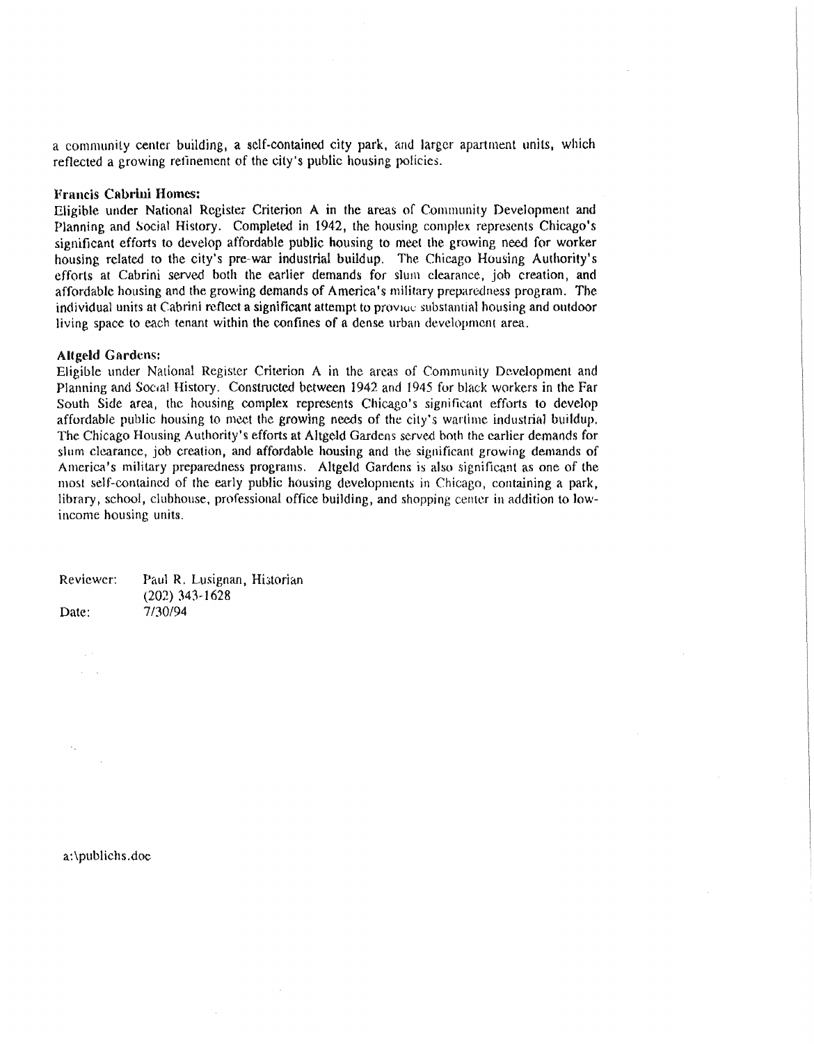a community center building, a self-contained city park, and larger apartment units, which reflected a growing refinement of the city's public housing policies.

**Francis Cabrini Homes:**
Eligible under National Register Criterion A in the areas of Community Development and Planning and Social History. Completed in 1942, the housing complex represents Chicago's significant efforts to develop affordable public housing to meet the growing need for worker housing related to the city's pre-war industrial buildup. The Chicago Housing Authority's efforts at Cabrini served both the earlier demands for slum clearance, job creation, and affordable housing and the growing demands of America's military preparedness program. The individual units at Cabrini reflect a significant attempt to provide substantial housing and outdoor living space to each tenant within the confines of a dense urban development area.

**Altgeld Gardens:**
Eligible under National Register Criterion A in the areas of Community Development and Planning and Social History. Constructed between 1942 and 1945 for black workers in the Far South Side area, the housing complex represents Chicago's significant efforts to develop affordable public housing to meet the growing needs of the city's wartime industrial buildup. The Chicago Housing Authority's efforts at Altgeld Gardens served both the earlier demands for slum clearance, job creation, and affordable housing and the significant growing demands of America's military preparedness programs. Altgeld Gardens is also significant as one of the most self-contained of the early public housing developments in Chicago, containing a park, library, school, clubhouse, professional office building, and shopping center in addition to low-income housing units.

Reviewer: Paul R. Lusignan, Historian
(202) 343-1628

Date: 7/30/94

a:\publichs.doe